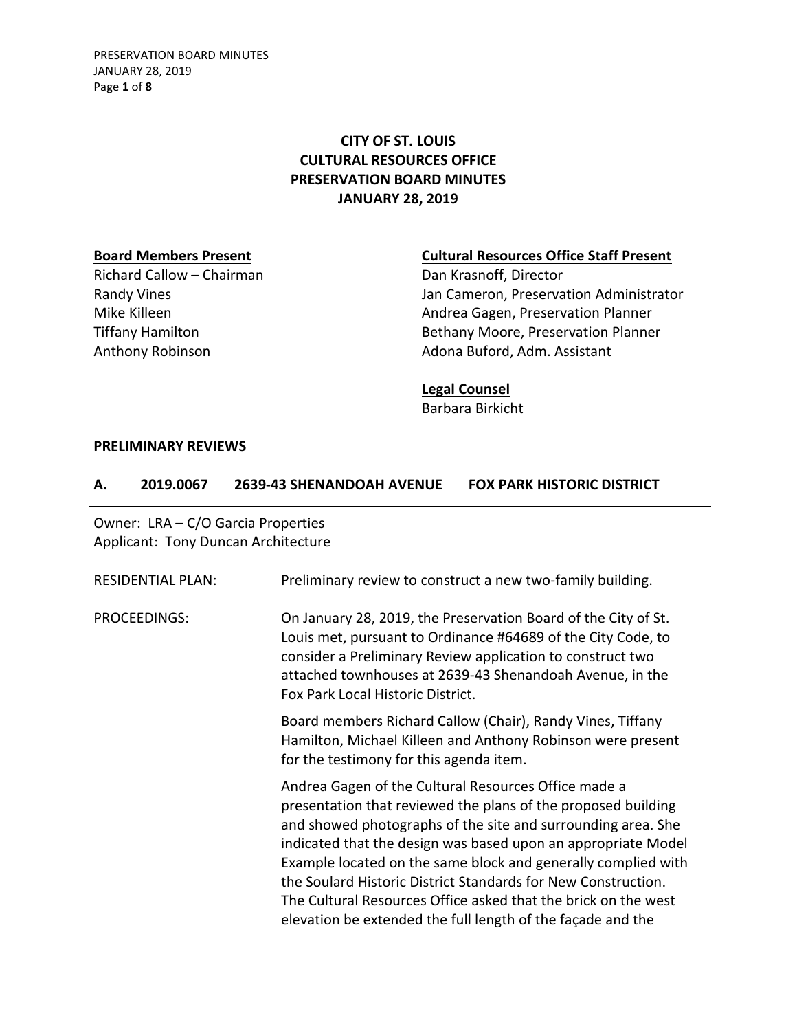# CITY OF ST. LOUIS
# CULTURAL RESOURCES OFFICE
# PRESERVATION BOARD MINUTES
# JANUARY 28, 2019

**Board Members Present**

Richard Callow – Chairman
Randy Vines
Mike Killeen
Tiffany Hamilton
Anthony Robinson

**Cultural Resources Office Staff Present**

Dan Krasnoff, Director
Jan Cameron, Preservation Administrator
Andrea Gagen, Preservation Planner
Bethany Moore, Preservation Planner
Adona Buford, Adm. Assistant

**Legal Counsel**

Barbara Birkicht

## PRELIMINARY REVIEWS

### A. 2019.0067 2639-43 SHENANDOAH AVENUE FOX PARK HISTORIC DISTRICT

Owner: LRA – C/O Garcia Properties
Applicant: Tony Duncan Architecture

RESIDENTIAL PLAN: Preliminary review to construct a new two-family building.

PROCEEDINGS: On January 28, 2019, the Preservation Board of the City of St. Louis met, pursuant to Ordinance #64689 of the City Code, to consider a Preliminary Review application to construct two attached townhouses at 2639-43 Shenandoah Avenue, in the Fox Park Local Historic District.

Board members Richard Callow (Chair), Randy Vines, Tiffany Hamilton, Michael Killeen and Anthony Robinson were present for the testimony for this agenda item.

Andrea Gagen of the Cultural Resources Office made a presentation that reviewed the plans of the proposed building and showed photographs of the site and surrounding area. She indicated that the design was based upon an appropriate Model Example located on the same block and generally complied with the Soulard Historic District Standards for New Construction. The Cultural Resources Office asked that the brick on the west elevation be extended the full length of the façade and the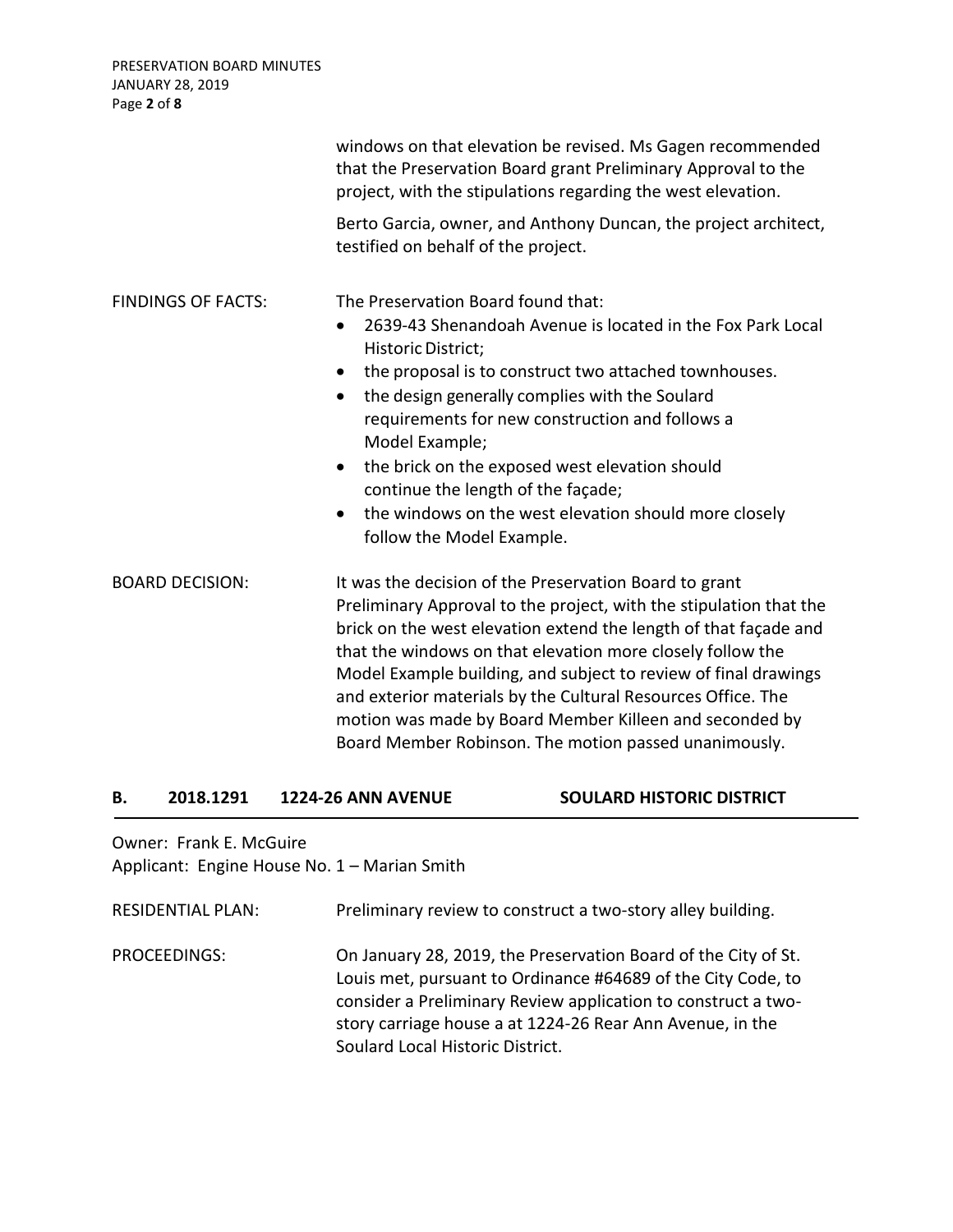windows on that elevation be revised. Ms Gagen recommended that the Preservation Board grant Preliminary Approval to the project, with the stipulations regarding the west elevation.

Berto Garcia, owner, and Anthony Duncan, the project architect, testified on behalf of the project.

FINDINGS OF FACTS: The Preservation Board found that:

- 2639-43 Shenandoah Avenue is located in the Fox Park Local Historic District;
- the proposal is to construct two attached townhouses.
- the design generally complies with the Soulard requirements for new construction and follows a Model Example;
- the brick on the exposed west elevation should continue the length of the façade;
- the windows on the west elevation should more closely follow the Model Example.

BOARD DECISION: It was the decision of the Preservation Board to grant Preliminary Approval to the project, with the stipulation that the brick on the west elevation extend the length of that façade and that the windows on that elevation more closely follow the Model Example building, and subject to review of final drawings and exterior materials by the Cultural Resources Office. The motion was made by Board Member Killeen and seconded by Board Member Robinson. The motion passed unanimously.

## B. 2018.1291 1224-26 ANN AVENUE SOULARD HISTORIC DISTRICT

Owner: Frank E. McGuire
Applicant: Engine House No. 1 – Marian Smith

RESIDENTIAL PLAN: Preliminary review to construct a two-story alley building.

PROCEEDINGS: On January 28, 2019, the Preservation Board of the City of St. Louis met, pursuant to Ordinance #64689 of the City Code, to consider a Preliminary Review application to construct a two-story carriage house a at 1224-26 Rear Ann Avenue, in the Soulard Local Historic District.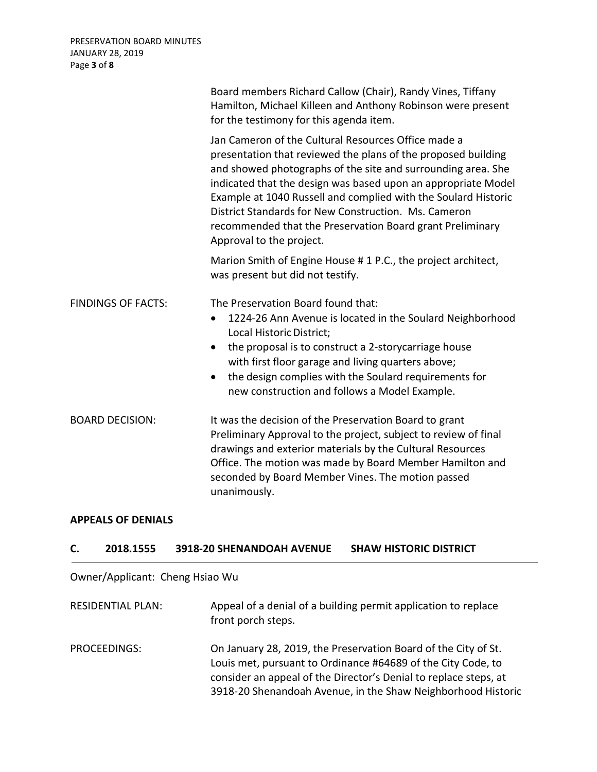Board members Richard Callow (Chair), Randy Vines, Tiffany Hamilton, Michael Killeen and Anthony Robinson were present for the testimony for this agenda item.

Jan Cameron of the Cultural Resources Office made a presentation that reviewed the plans of the proposed building and showed photographs of the site and surrounding area. She indicated that the design was based upon an appropriate Model Example at 1040 Russell and complied with the Soulard Historic District Standards for New Construction. Ms. Cameron recommended that the Preservation Board grant Preliminary Approval to the project.

Marion Smith of Engine House # 1 P.C., the project architect, was present but did not testify.

FINDINGS OF FACTS: The Preservation Board found that:

- 1224-26 Ann Avenue is located in the Soulard Neighborhood Local Historic District;
- the proposal is to construct a 2-storycarriage house with first floor garage and living quarters above;
- the design complies with the Soulard requirements for new construction and follows a Model Example.

BOARD DECISION: It was the decision of the Preservation Board to grant Preliminary Approval to the project, subject to review of final drawings and exterior materials by the Cultural Resources Office. The motion was made by Board Member Hamilton and seconded by Board Member Vines. The motion passed unanimously.

## APPEALS OF DENIALS

### C. 2018.1555 3918-20 SHENANDOAH AVENUE SHAW HISTORIC DISTRICT

Owner/Applicant: Cheng Hsiao Wu

RESIDENTIAL PLAN: Appeal of a denial of a building permit application to replace front porch steps.

PROCEEDINGS: On January 28, 2019, the Preservation Board of the City of St. Louis met, pursuant to Ordinance #64689 of the City Code, to consider an appeal of the Director's Denial to replace steps, at 3918-20 Shenandoah Avenue, in the Shaw Neighborhood Historic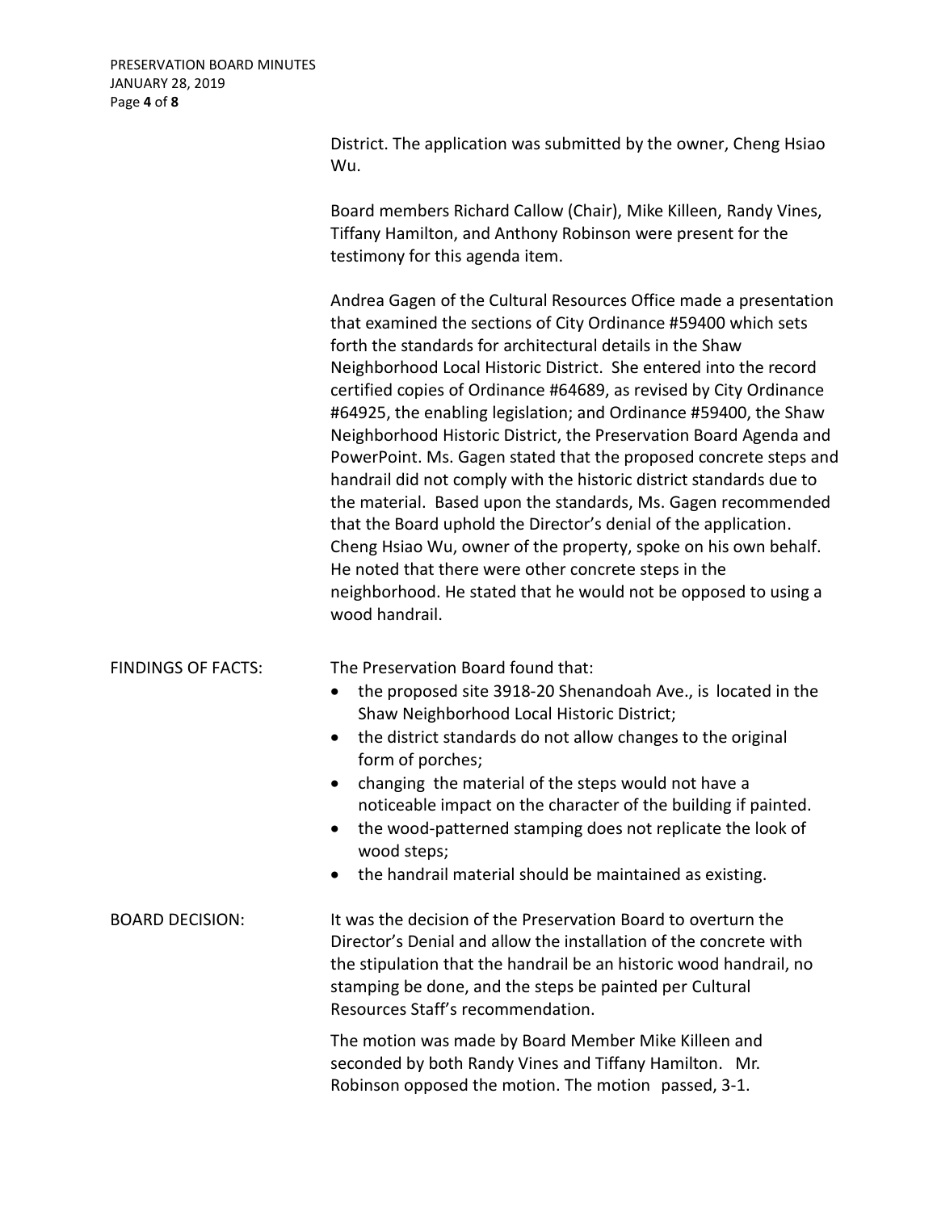District. The application was submitted by the owner, Cheng Hsiao Wu.

Board members Richard Callow (Chair), Mike Killeen, Randy Vines, Tiffany Hamilton, and Anthony Robinson were present for the testimony for this agenda item.

Andrea Gagen of the Cultural Resources Office made a presentation that examined the sections of City Ordinance #59400 which sets forth the standards for architectural details in the Shaw Neighborhood Local Historic District. She entered into the record certified copies of Ordinance #64689, as revised by City Ordinance #64925, the enabling legislation; and Ordinance #59400, the Shaw Neighborhood Historic District, the Preservation Board Agenda and PowerPoint. Ms. Gagen stated that the proposed concrete steps and handrail did not comply with the historic district standards due to the material. Based upon the standards, Ms. Gagen recommended that the Board uphold the Director's denial of the application. Cheng Hsiao Wu, owner of the property, spoke on his own behalf. He noted that there were other concrete steps in the neighborhood. He stated that he would not be opposed to using a wood handrail.

**FINDINGS OF FACTS:**

The Preservation Board found that:

- the proposed site 3918-20 Shenandoah Ave., is located in the Shaw Neighborhood Local Historic District;
- the district standards do not allow changes to the original form of porches;
- changing the material of the steps would not have a noticeable impact on the character of the building if painted.
- the wood-patterned stamping does not replicate the look of wood steps;
- the handrail material should be maintained as existing.

**BOARD DECISION:**

It was the decision of the Preservation Board to overturn the Director's Denial and allow the installation of the concrete with the stipulation that the handrail be an historic wood handrail, no stamping be done, and the steps be painted per Cultural Resources Staff's recommendation.

The motion was made by Board Member Mike Killeen and seconded by both Randy Vines and Tiffany Hamilton. Mr. Robinson opposed the motion. The motion passed, 3-1.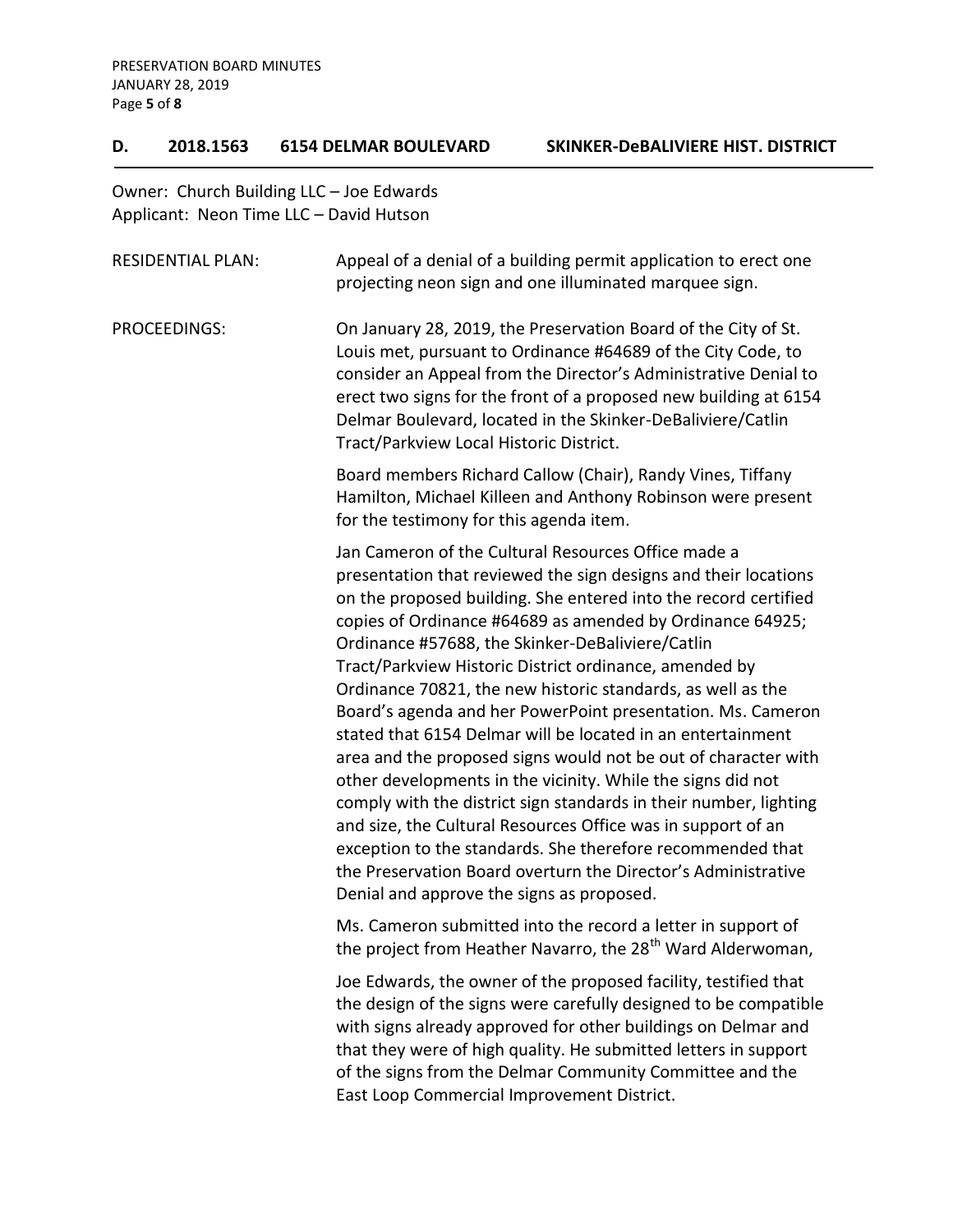## D. 2018.1563 6154 DELMAR BOULEVARD SKINKER-DeBALIVIERE HIST. DISTRICT

Owner: Church Building LLC – Joe Edwards
Applicant: Neon Time LLC – David Hutson

RESIDENTIAL PLAN: Appeal of a denial of a building permit application to erect one projecting neon sign and one illuminated marquee sign.

PROCEEDINGS: On January 28, 2019, the Preservation Board of the City of St. Louis met, pursuant to Ordinance #64689 of the City Code, to consider an Appeal from the Director's Administrative Denial to erect two signs for the front of a proposed new building at 6154 Delmar Boulevard, located in the Skinker-DeBaliviere/Catlin Tract/Parkview Local Historic District.

Board members Richard Callow (Chair), Randy Vines, Tiffany Hamilton, Michael Killeen and Anthony Robinson were present for the testimony for this agenda item.

Jan Cameron of the Cultural Resources Office made a presentation that reviewed the sign designs and their locations on the proposed building. She entered into the record certified copies of Ordinance #64689 as amended by Ordinance 64925; Ordinance #57688, the Skinker-DeBaliviere/Catlin Tract/Parkview Historic District ordinance, amended by Ordinance 70821, the new historic standards, as well as the Board's agenda and her PowerPoint presentation. Ms. Cameron stated that 6154 Delmar will be located in an entertainment area and the proposed signs would not be out of character with other developments in the vicinity. While the signs did not comply with the district sign standards in their number, lighting and size, the Cultural Resources Office was in support of an exception to the standards. She therefore recommended that the Preservation Board overturn the Director's Administrative Denial and approve the signs as proposed.

Ms. Cameron submitted into the record a letter in support of the project from Heather Navarro, the 28th Ward Alderwoman,

Joe Edwards, the owner of the proposed facility, testified that the design of the signs were carefully designed to be compatible with signs already approved for other buildings on Delmar and that they were of high quality. He submitted letters in support of the signs from the Delmar Community Committee and the East Loop Commercial Improvement District.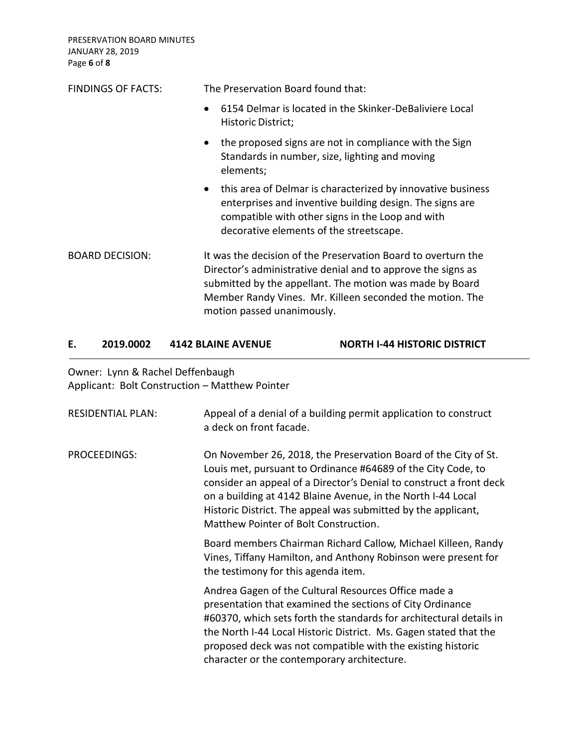FINDINGS OF FACTS: The Preservation Board found that:

- 6154 Delmar is located in the Skinker-DeBaliviere Local Historic District;
- the proposed signs are not in compliance with the Sign Standards in number, size, lighting and moving elements;
- this area of Delmar is characterized by innovative business enterprises and inventive building design. The signs are compatible with other signs in the Loop and with decorative elements of the streetscape.

BOARD DECISION: It was the decision of the Preservation Board to overturn the Director's administrative denial and to approve the signs as submitted by the appellant. The motion was made by Board Member Randy Vines. Mr. Killeen seconded the motion. The motion passed unanimously.

## E. 2019.0002 4142 BLAINE AVENUE NORTH I-44 HISTORIC DISTRICT

Owner: Lynn & Rachel Deffenbaugh
Applicant: Bolt Construction – Matthew Pointer

RESIDENTIAL PLAN: Appeal of a denial of a building permit application to construct a deck on front facade.

PROCEEDINGS: On November 26, 2018, the Preservation Board of the City of St. Louis met, pursuant to Ordinance #64689 of the City Code, to consider an appeal of a Director's Denial to construct a front deck on a building at 4142 Blaine Avenue, in the North I-44 Local Historic District. The appeal was submitted by the applicant, Matthew Pointer of Bolt Construction.

Board members Chairman Richard Callow, Michael Killeen, Randy Vines, Tiffany Hamilton, and Anthony Robinson were present for the testimony for this agenda item.

Andrea Gagen of the Cultural Resources Office made a presentation that examined the sections of City Ordinance #60370, which sets forth the standards for architectural details in the North I-44 Local Historic District. Ms. Gagen stated that the proposed deck was not compatible with the existing historic character or the contemporary architecture.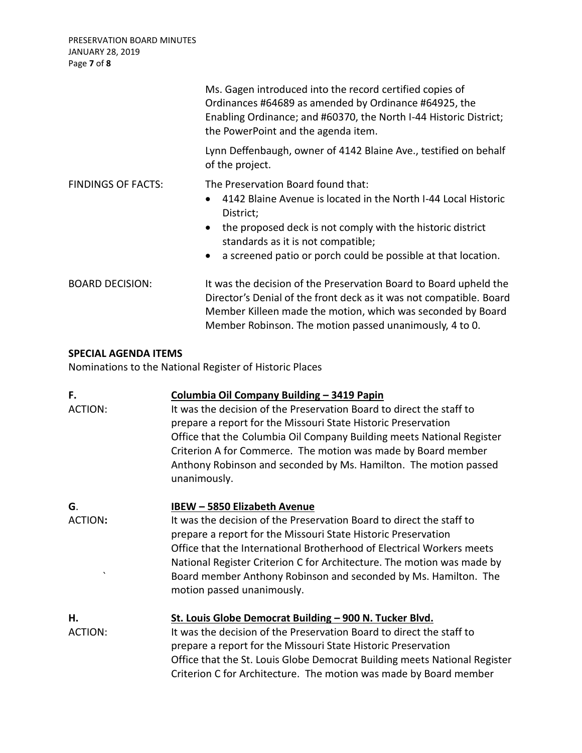Ms. Gagen introduced into the record certified copies of Ordinances #64689 as amended by Ordinance #64925, the Enabling Ordinance; and #60370, the North I-44 Historic District; the PowerPoint and the agenda item.

Lynn Deffenbaugh, owner of 4142 Blaine Ave., testified on behalf of the project.

FINDINGS OF FACTS: The Preservation Board found that:

- 4142 Blaine Avenue is located in the North I-44 Local Historic District;
- the proposed deck is not comply with the historic district standards as it is not compatible;
- a screened patio or porch could be possible at that location.

BOARD DECISION: It was the decision of the Preservation Board to Board upheld the Director's Denial of the front deck as it was not compatible. Board Member Killeen made the motion, which was seconded by Board Member Robinson. The motion passed unanimously, 4 to 0.

**SPECIAL AGENDA ITEMS**

Nominations to the National Register of Historic Places

**F.** **Columbia Oil Company Building – 3419 Papin**

ACTION: It was the decision of the Preservation Board to direct the staff to prepare a report for the Missouri State Historic Preservation Office that the Columbia Oil Company Building meets National Register Criterion A for Commerce. The motion was made by Board member Anthony Robinson and seconded by Ms. Hamilton. The motion passed unanimously.

**G.** **IBEW – 5850 Elizabeth Avenue**

ACTION**:** It was the decision of the Preservation Board to direct the staff to prepare a report for the Missouri State Historic Preservation Office that the International Brotherhood of Electrical Workers meets National Register Criterion C for Architecture. The motion was made by Board member Anthony Robinson and seconded by Ms. Hamilton. The motion passed unanimously.

**H.** **St. Louis Globe Democrat Building – 900 N. Tucker Blvd.**

ACTION: It was the decision of the Preservation Board to direct the staff to prepare a report for the Missouri State Historic Preservation Office that the St. Louis Globe Democrat Building meets National Register Criterion C for Architecture. The motion was made by Board member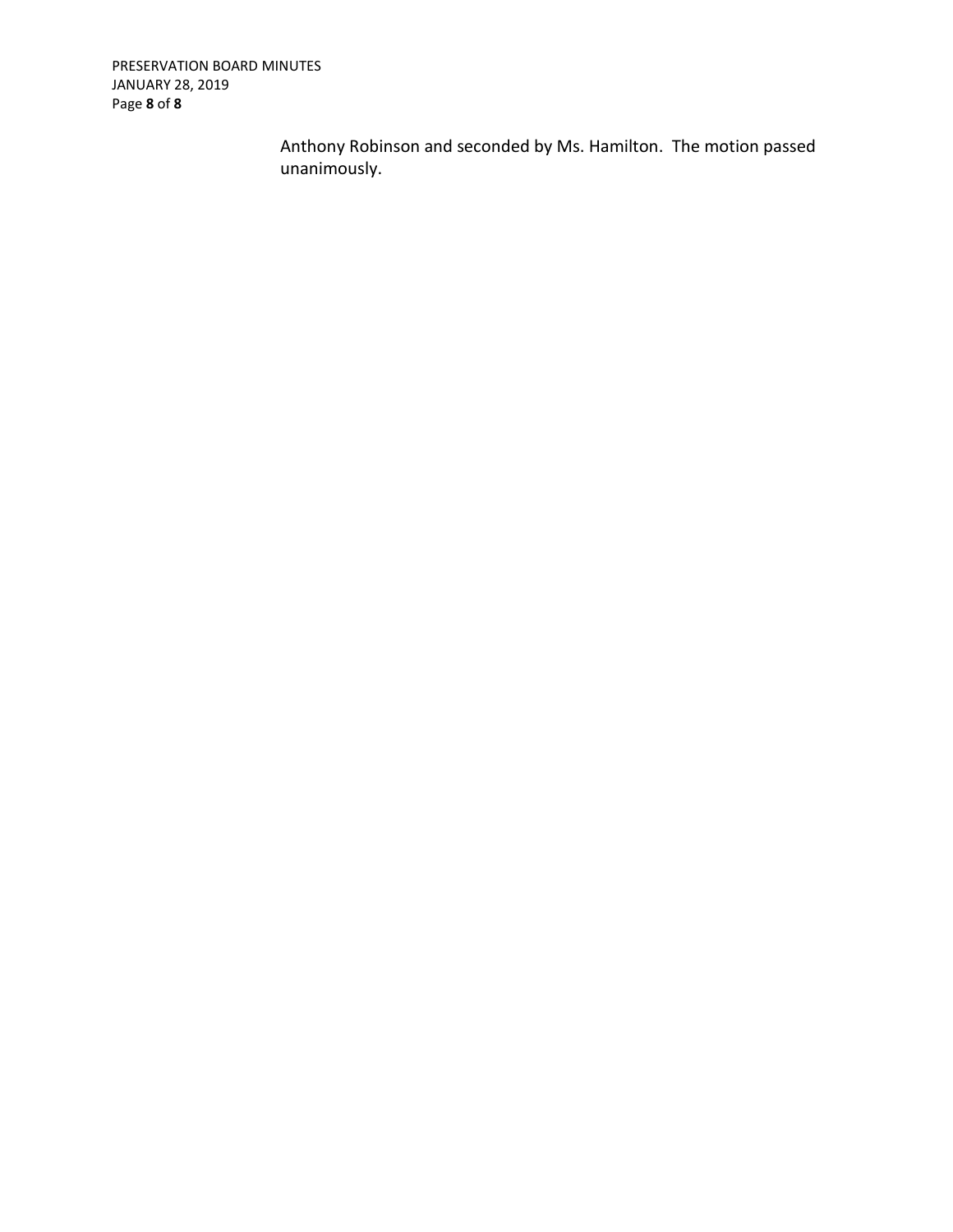Anthony Robinson and seconded by Ms. Hamilton. The motion passed unanimously.